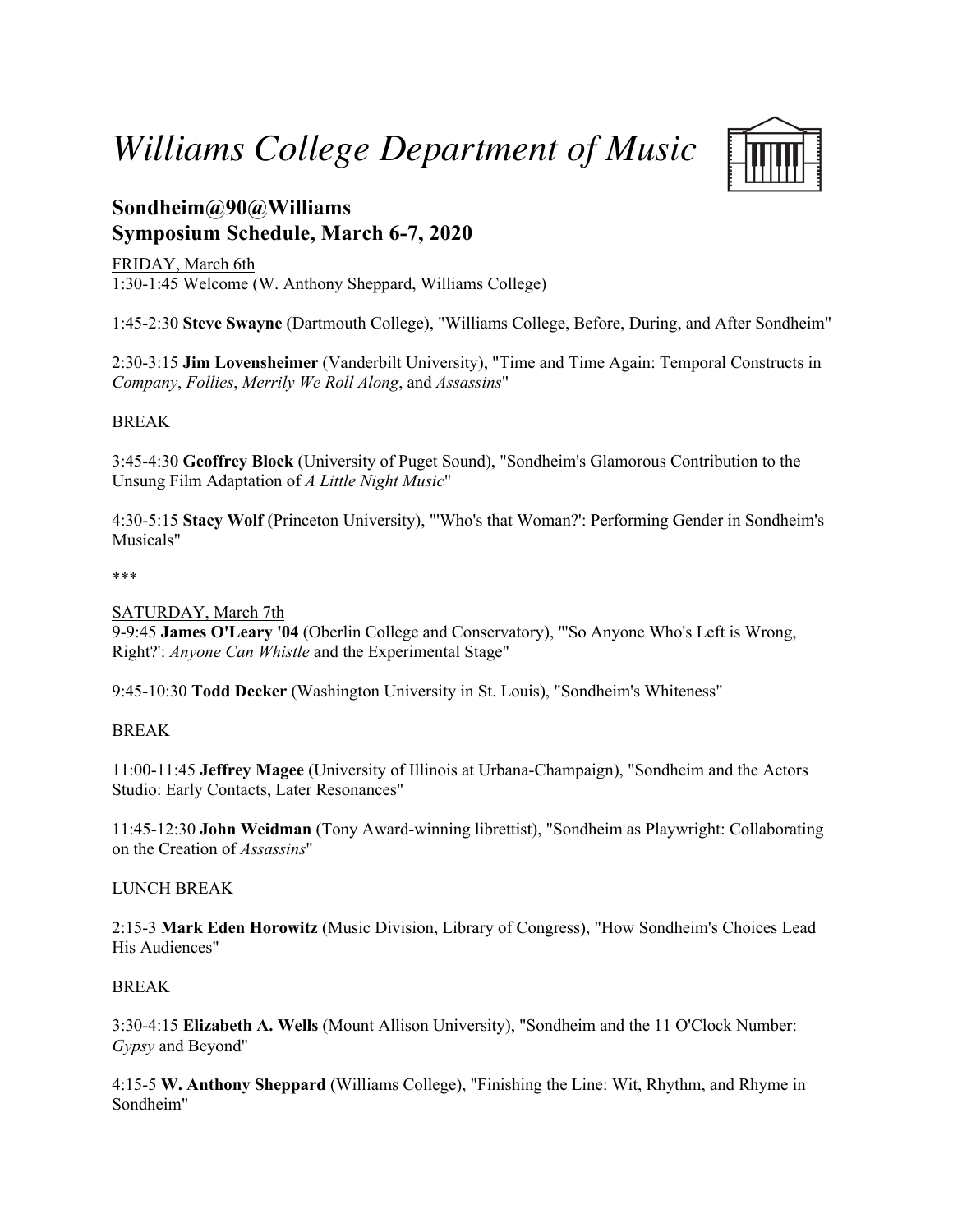# *Williams College Department of Music*

## Sondheim@90@Williams
## Symposium Schedule, March 6-7, 2020

FRIDAY, March 6th

1:30-1:45 Welcome (W. Anthony Sheppard, Williams College)

1:45-2:30 **Steve Swayne** (Dartmouth College), "Williams College, Before, During, and After Sondheim"

2:30-3:15 **Jim Lovensheimer** (Vanderbilt University), "Time and Time Again: Temporal Constructs in *Company*, *Follies*, *Merrily We Roll Along*, and *Assassins*"

BREAK

3:45-4:30 **Geoffrey Block** (University of Puget Sound), "Sondheim's Glamorous Contribution to the Unsung Film Adaptation of *A Little Night Music*"

4:30-5:15 **Stacy Wolf** (Princeton University), "'Who's that Woman?': Performing Gender in Sondheim's Musicals"

***

SATURDAY, March 7th

9-9:45 **James O'Leary '04** (Oberlin College and Conservatory), "'So Anyone Who's Left is Wrong, Right?': *Anyone Can Whistle* and the Experimental Stage"

9:45-10:30 **Todd Decker** (Washington University in St. Louis), "Sondheim's Whiteness"

BREAK

11:00-11:45 **Jeffrey Magee** (University of Illinois at Urbana-Champaign), "Sondheim and the Actors Studio: Early Contacts, Later Resonances"

11:45-12:30 **John Weidman** (Tony Award-winning librettist), "Sondheim as Playwright: Collaborating on the Creation of *Assassins*"

LUNCH BREAK

2:15-3 **Mark Eden Horowitz** (Music Division, Library of Congress), "How Sondheim's Choices Lead His Audiences"

BREAK

3:30-4:15 **Elizabeth A. Wells** (Mount Allison University), "Sondheim and the 11 O'Clock Number: *Gypsy* and Beyond"

4:15-5 **W. Anthony Sheppard** (Williams College), "Finishing the Line: Wit, Rhythm, and Rhyme in Sondheim"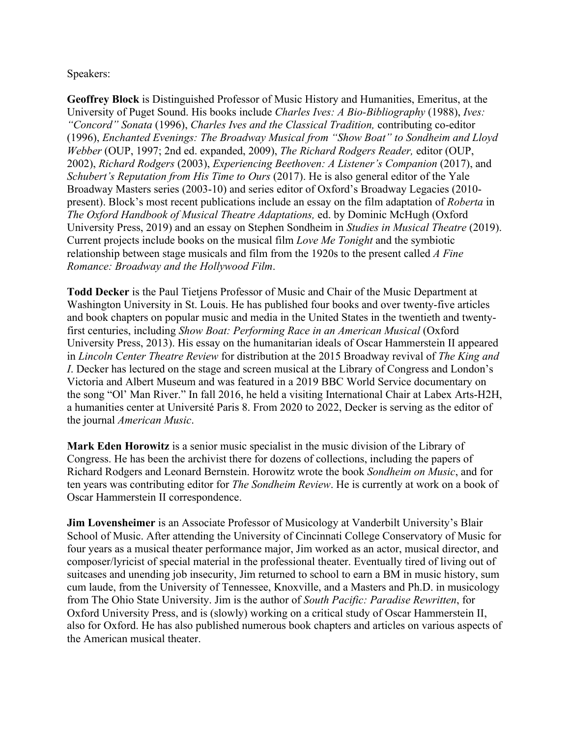Speakers:

**Geoffrey Block** is Distinguished Professor of Music History and Humanities, Emeritus, at the University of Puget Sound. His books include *Charles Ives: A Bio-Bibliography* (1988), *Ives: "Concord" Sonata* (1996), *Charles Ives and the Classical Tradition,* contributing co-editor (1996), *Enchanted Evenings: The Broadway Musical from "Show Boat" to Sondheim and Lloyd Webber* (OUP, 1997; 2nd ed. expanded, 2009), *The Richard Rodgers Reader,* editor (OUP, 2002), *Richard Rodgers* (2003), *Experiencing Beethoven: A Listener's Companion* (2017), and *Schubert's Reputation from His Time to Ours* (2017). He is also general editor of the Yale Broadway Masters series (2003-10) and series editor of Oxford's Broadway Legacies (2010-present). Block's most recent publications include an essay on the film adaptation of *Roberta* in *The Oxford Handbook of Musical Theatre Adaptations,* ed. by Dominic McHugh (Oxford University Press, 2019) and an essay on Stephen Sondheim in *Studies in Musical Theatre* (2019). Current projects include books on the musical film *Love Me Tonight* and the symbiotic relationship between stage musicals and film from the 1920s to the present called *A Fine Romance: Broadway and the Hollywood Film*.

**Todd Decker** is the Paul Tietjens Professor of Music and Chair of the Music Department at Washington University in St. Louis. He has published four books and over twenty-five articles and book chapters on popular music and media in the United States in the twentieth and twenty-first centuries, including *Show Boat: Performing Race in an American Musical* (Oxford University Press, 2013). His essay on the humanitarian ideals of Oscar Hammerstein II appeared in *Lincoln Center Theatre Review* for distribution at the 2015 Broadway revival of *The King and I*. Decker has lectured on the stage and screen musical at the Library of Congress and London's Victoria and Albert Museum and was featured in a 2019 BBC World Service documentary on the song "Ol' Man River." In fall 2016, he held a visiting International Chair at Labex Arts-H2H, a humanities center at Université Paris 8. From 2020 to 2022, Decker is serving as the editor of the journal *American Music*.

**Mark Eden Horowitz** is a senior music specialist in the music division of the Library of Congress. He has been the archivist there for dozens of collections, including the papers of Richard Rodgers and Leonard Bernstein. Horowitz wrote the book *Sondheim on Music*, and for ten years was contributing editor for *The Sondheim Review*. He is currently at work on a book of Oscar Hammerstein II correspondence.

**Jim Lovensheimer** is an Associate Professor of Musicology at Vanderbilt University's Blair School of Music. After attending the University of Cincinnati College Conservatory of Music for four years as a musical theater performance major, Jim worked as an actor, musical director, and composer/lyricist of special material in the professional theater. Eventually tired of living out of suitcases and unending job insecurity, Jim returned to school to earn a BM in music history, sum cum laude, from the University of Tennessee, Knoxville, and a Masters and Ph.D. in musicology from The Ohio State University. Jim is the author of *South Pacific: Paradise Rewritten*, for Oxford University Press, and is (slowly) working on a critical study of Oscar Hammerstein II, also for Oxford. He has also published numerous book chapters and articles on various aspects of the American musical theater.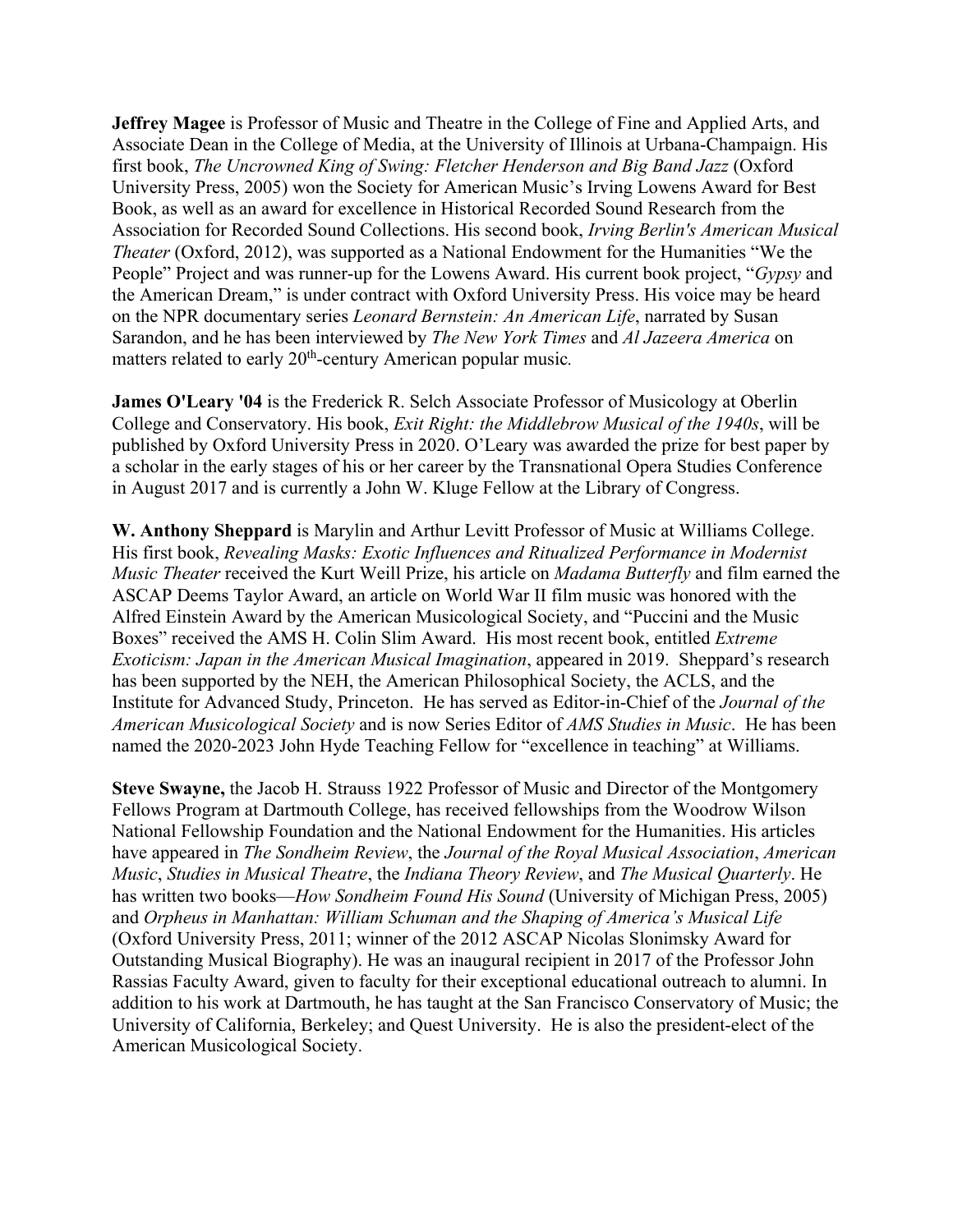**Jeffrey Magee** is Professor of Music and Theatre in the College of Fine and Applied Arts, and Associate Dean in the College of Media, at the University of Illinois at Urbana-Champaign. His first book, *The Uncrowned King of Swing: Fletcher Henderson and Big Band Jazz* (Oxford University Press, 2005) won the Society for American Music's Irving Lowens Award for Best Book, as well as an award for excellence in Historical Recorded Sound Research from the Association for Recorded Sound Collections. His second book, *Irving Berlin's American Musical Theater* (Oxford, 2012), was supported as a National Endowment for the Humanities "We the People" Project and was runner-up for the Lowens Award. His current book project, "*Gypsy* and the American Dream," is under contract with Oxford University Press. His voice may be heard on the NPR documentary series *Leonard Bernstein: An American Life*, narrated by Susan Sarandon, and he has been interviewed by *The New York Times* and *Al Jazeera America* on matters related to early 20th-century American popular music.

**James O'Leary '04** is the Frederick R. Selch Associate Professor of Musicology at Oberlin College and Conservatory. His book, *Exit Right: the Middlebrow Musical of the 1940s*, will be published by Oxford University Press in 2020. O'Leary was awarded the prize for best paper by a scholar in the early stages of his or her career by the Transnational Opera Studies Conference in August 2017 and is currently a John W. Kluge Fellow at the Library of Congress.

**W. Anthony Sheppard** is Marylin and Arthur Levitt Professor of Music at Williams College. His first book, *Revealing Masks: Exotic Influences and Ritualized Performance in Modernist Music Theater* received the Kurt Weill Prize, his article on *Madama Butterfly* and film earned the ASCAP Deems Taylor Award, an article on World War II film music was honored with the Alfred Einstein Award by the American Musicological Society, and "Puccini and the Music Boxes" received the AMS H. Colin Slim Award. His most recent book, entitled *Extreme Exoticism: Japan in the American Musical Imagination*, appeared in 2019. Sheppard's research has been supported by the NEH, the American Philosophical Society, the ACLS, and the Institute for Advanced Study, Princeton. He has served as Editor-in-Chief of the *Journal of the American Musicological Society* and is now Series Editor of *AMS Studies in Music*. He has been named the 2020-2023 John Hyde Teaching Fellow for "excellence in teaching" at Williams.

**Steve Swayne,** the Jacob H. Strauss 1922 Professor of Music and Director of the Montgomery Fellows Program at Dartmouth College, has received fellowships from the Woodrow Wilson National Fellowship Foundation and the National Endowment for the Humanities. His articles have appeared in *The Sondheim Review*, the *Journal of the Royal Musical Association*, *American Music*, *Studies in Musical Theatre*, the *Indiana Theory Review*, and *The Musical Quarterly*. He has written two books—*How Sondheim Found His Sound* (University of Michigan Press, 2005) and *Orpheus in Manhattan: William Schuman and the Shaping of America's Musical Life* (Oxford University Press, 2011; winner of the 2012 ASCAP Nicolas Slonimsky Award for Outstanding Musical Biography). He was an inaugural recipient in 2017 of the Professor John Rassias Faculty Award, given to faculty for their exceptional educational outreach to alumni. In addition to his work at Dartmouth, he has taught at the San Francisco Conservatory of Music; the University of California, Berkeley; and Quest University. He is also the president-elect of the American Musicological Society.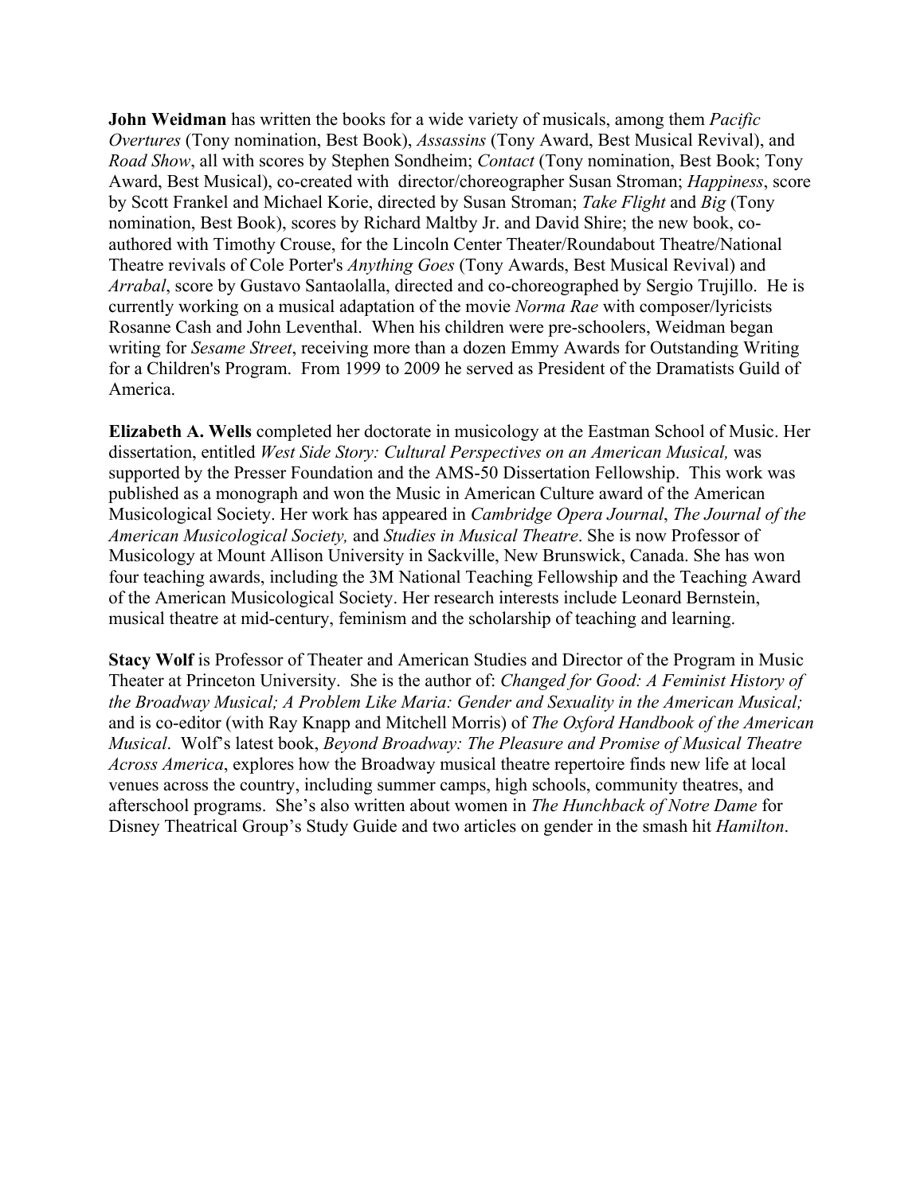**John Weidman** has written the books for a wide variety of musicals, among them *Pacific Overtures* (Tony nomination, Best Book), *Assassins* (Tony Award, Best Musical Revival), and *Road Show*, all with scores by Stephen Sondheim; *Contact* (Tony nomination, Best Book; Tony Award, Best Musical), co-created with director/choreographer Susan Stroman; *Happiness*, score by Scott Frankel and Michael Korie, directed by Susan Stroman; *Take Flight* and *Big* (Tony nomination, Best Book), scores by Richard Maltby Jr. and David Shire; the new book, co-authored with Timothy Crouse, for the Lincoln Center Theater/Roundabout Theatre/National Theatre revivals of Cole Porter's *Anything Goes* (Tony Awards, Best Musical Revival) and *Arrabal*, score by Gustavo Santaolalla, directed and co-choreographed by Sergio Trujillo. He is currently working on a musical adaptation of the movie *Norma Rae* with composer/lyricists Rosanne Cash and John Leventhal. When his children were pre-schoolers, Weidman began writing for *Sesame Street*, receiving more than a dozen Emmy Awards for Outstanding Writing for a Children's Program. From 1999 to 2009 he served as President of the Dramatists Guild of America.

**Elizabeth A. Wells** completed her doctorate in musicology at the Eastman School of Music. Her dissertation, entitled *West Side Story: Cultural Perspectives on an American Musical,* was supported by the Presser Foundation and the AMS-50 Dissertation Fellowship. This work was published as a monograph and won the Music in American Culture award of the American Musicological Society. Her work has appeared in *Cambridge Opera Journal*, *The Journal of the American Musicological Society,* and *Studies in Musical Theatre*. She is now Professor of Musicology at Mount Allison University in Sackville, New Brunswick, Canada. She has won four teaching awards, including the 3M National Teaching Fellowship and the Teaching Award of the American Musicological Society. Her research interests include Leonard Bernstein, musical theatre at mid-century, feminism and the scholarship of teaching and learning.

**Stacy Wolf** is Professor of Theater and American Studies and Director of the Program in Music Theater at Princeton University. She is the author of: *Changed for Good: A Feminist History of the Broadway Musical; A Problem Like Maria: Gender and Sexuality in the American Musical;* and is co-editor (with Ray Knapp and Mitchell Morris) of *The Oxford Handbook of the American Musical*. Wolf's latest book, *Beyond Broadway: The Pleasure and Promise of Musical Theatre Across America*, explores how the Broadway musical theatre repertoire finds new life at local venues across the country, including summer camps, high schools, community theatres, and afterschool programs. She's also written about women in *The Hunchback of Notre Dame* for Disney Theatrical Group's Study Guide and two articles on gender in the smash hit *Hamilton*.